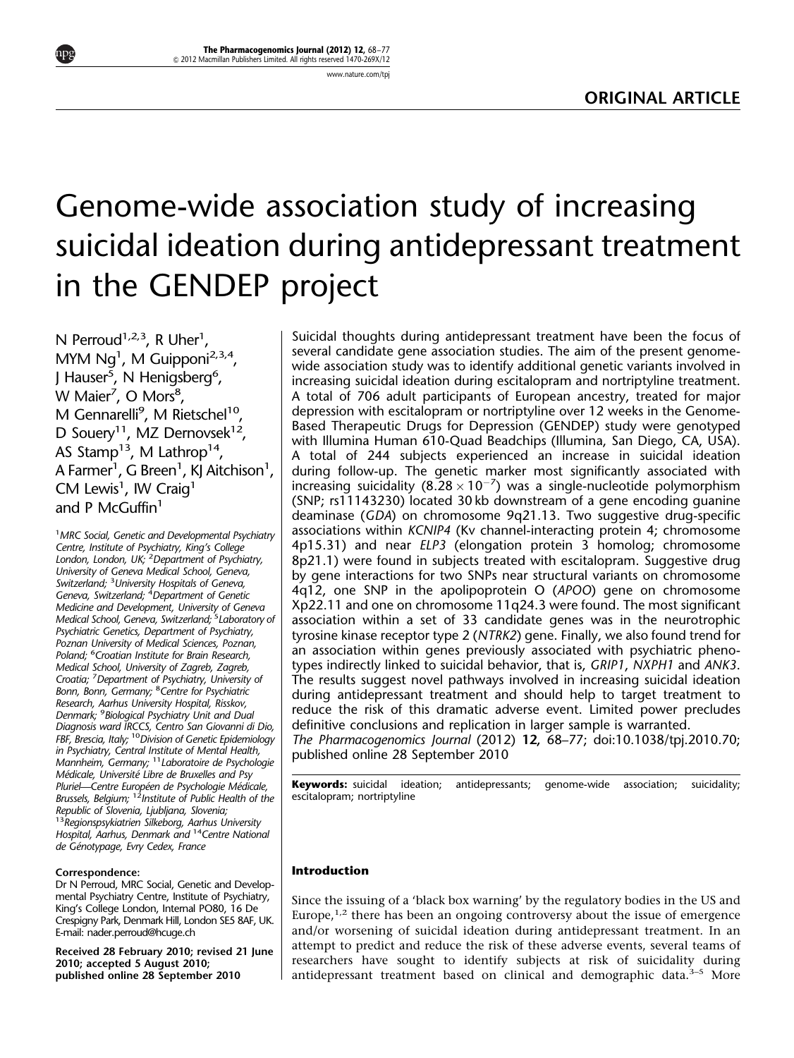ORIGINAL ARTICLE

# Genome-wide association study of increasing suicidal ideation during antidepressant treatment in the GENDEP project

N Perroud[1,2,3], R Uher[1], MYM Ng[1], M Guipponi[2,3,4], J Hauser[5], N Henigsberg[6], W Maier[7], O Mors[8], M Gennarelli[9], M Rietschel[10], D Souery[11], MZ Dernovsek[12], AS Stamp[13], M Lathrop[14], A Farmer[1], G Breen[1], KJ Aitchison[1], CM Lewis[1], IW Craig[1] and P McGuffin[1]

[1]MRC Social, Genetic and Developmental Psychiatry Centre, Institute of Psychiatry, King's College London, London, UK; [2]Department of Psychiatry, University of Geneva Medical School, Geneva, Switzerland; [3]University Hospitals of Geneva, Geneva, Switzerland; [4]Department of Genetic Medicine and Development, University of Geneva Medical School, Geneva, Switzerland; [5]Laboratory of Psychiatric Genetics, Department of Psychiatry, Poznan University of Medical Sciences, Poznan, Poland; [6]Croatian Institute for Brain Research, Medical School, University of Zagreb, Zagreb, Croatia; [7]Department of Psychiatry, University of Bonn, Bonn, Germany; [8]Centre for Psychiatric Research, Aarhus University Hospital, Risskov, Denmark; [9]Biological Psychiatry Unit and Dual Diagnosis ward IRCCS, Centro San Giovanni di Dio, FBF, Brescia, Italy; [10]Division of Genetic Epidemiology in Psychiatry, Central Institute of Mental Health, Mannheim, Germany; [11]Laboratoire de Psychologie Médicale, Université Libre de Bruxelles and Psy Pluriel—Centre Européen de Psychologie Médicale, Brussels, Belgium; [12]Institute of Public Health of the Republic of Slovenia, Ljubljana, Slovenia; [13]Regionspsykiatrien Silkeborg, Aarhus University Hospital, Aarhus, Denmark and [14]Centre National de Génotypage, Evry Cedex, France

**Correspondence:**
Dr N Perroud, MRC Social, Genetic and Developmental Psychiatry Centre, Institute of Psychiatry, King's College London, Internal PO80, 16 De Crespigny Park, Denmark Hill, London SE5 8AF, UK.
E-mail: nader.perroud@hcuge.ch

**Received 28 February 2010; revised 21 June 2010; accepted 5 August 2010; published online 28 September 2010**

Suicidal thoughts during antidepressant treatment have been the focus of several candidate gene association studies. The aim of the present genome-wide association study was to identify additional genetic variants involved in increasing suicidal ideation during escitalopram and nortriptyline treatment. A total of 706 adult participants of European ancestry, treated for major depression with escitalopram or nortriptyline over 12 weeks in the Genome-Based Therapeutic Drugs for Depression (GENDEP) study were genotyped with Illumina Human 610-Quad Beadchips (Illumina, San Diego, CA, USA). A total of 244 subjects experienced an increase in suicidal ideation during follow-up. The genetic marker most significantly associated with increasing suicidality ($8.28 \times 10^{-7}$) was a single-nucleotide polymorphism (SNP; rs11143230) located 30 kb downstream of a gene encoding guanine deaminase (*GDA*) on chromosome 9q21.13. Two suggestive drug-specific associations within *KCNIP4* (Kv channel-interacting protein 4; chromosome 4p15.31) and near *ELP3* (elongation protein 3 homolog; chromosome 8p21.1) were found in subjects treated with escitalopram. Suggestive drug by gene interactions for two SNPs near structural variants on chromosome 4q12, one SNP in the apolipoprotein O (*APOO*) gene on chromosome Xp22.11 and one on chromosome 11q24.3 were found. The most significant association within a set of 33 candidate genes was in the neurotrophic tyrosine kinase receptor type 2 (*NTRK2*) gene. Finally, we also found trend for an association within genes previously associated with psychiatric phenotypes indirectly linked to suicidal behavior, that is, *GRIP1*, *NXPH1* and *ANK3*. The results suggest novel pathways involved in increasing suicidal ideation during antidepressant treatment and should help to target treatment to reduce the risk of this dramatic adverse event. Limited power precludes definitive conclusions and replication in larger sample is warranted.
*The Pharmacogenomics Journal* (2012) **12**, 68–77; doi:10.1038/tpj.2010.70; published online 28 September 2010

**Keywords:** suicidal ideation; antidepressants; genome-wide association; suicidality; escitalopram; nortriptyline

## Introduction

Since the issuing of a 'black box warning' by the regulatory bodies in the US and Europe,[1,2] there has been an ongoing controversy about the issue of emergence and/or worsening of suicidal ideation during antidepressant treatment. In an attempt to predict and reduce the risk of these adverse events, several teams of researchers have sought to identify subjects at risk of suicidality during antidepressant treatment based on clinical and demographic data.[3–5] More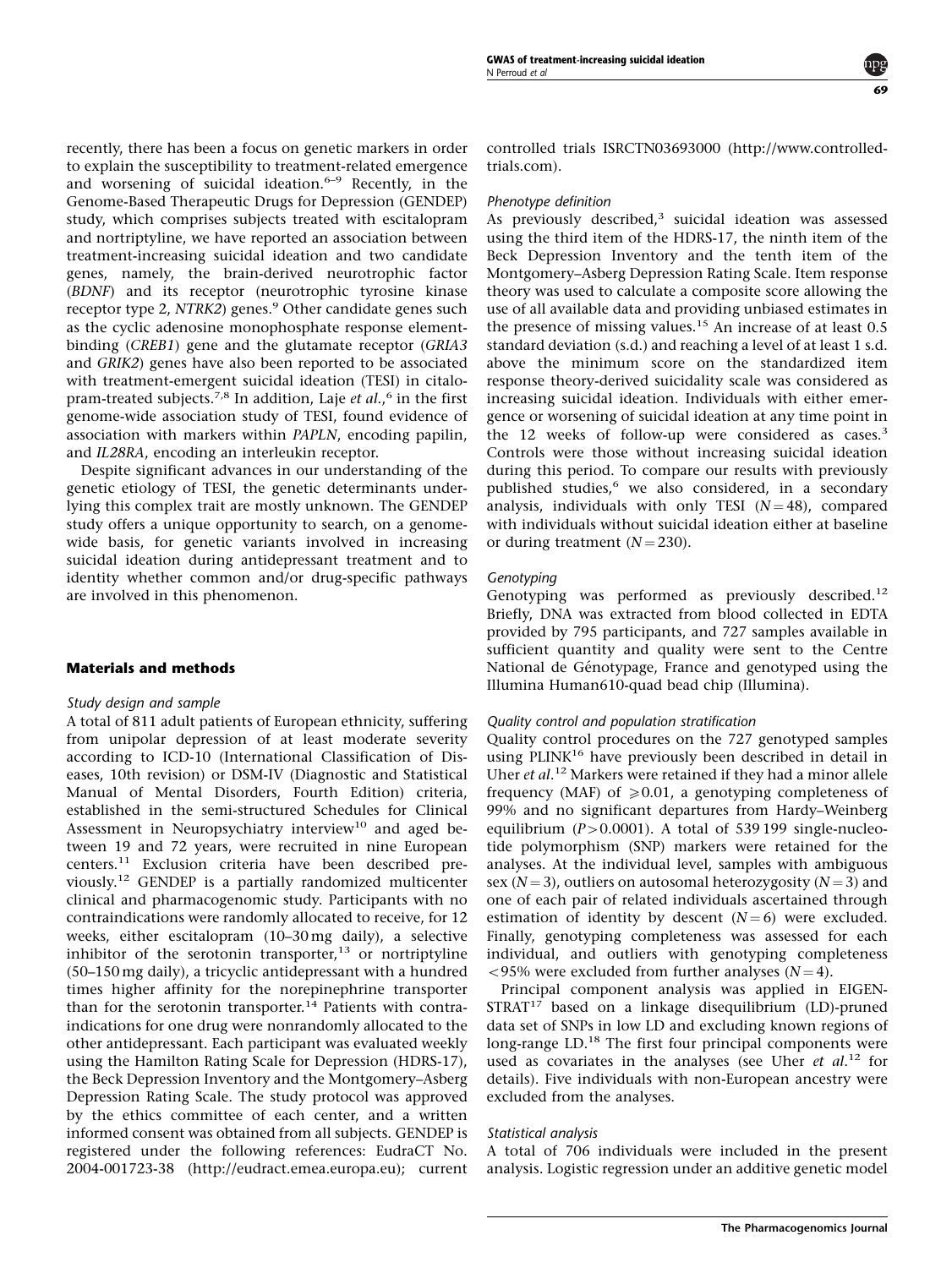recently, there has been a focus on genetic markers in order to explain the susceptibility to treatment-related emergence and worsening of suicidal ideation.[6–9] Recently, in the Genome-Based Therapeutic Drugs for Depression (GENDEP) study, which comprises subjects treated with escitalopram and nortriptyline, we have reported an association between treatment-increasing suicidal ideation and two candidate genes, namely, the brain-derived neurotrophic factor (*BDNF*) and its receptor (neurotrophic tyrosine kinase receptor type 2, *NTRK2*) genes.[9] Other candidate genes such as the cyclic adenosine monophosphate response element-binding (*CREB1*) gene and the glutamate receptor (*GRIA3* and *GRIK2*) genes have also been reported to be associated with treatment-emergent suicidal ideation (TESI) in citalopram-treated subjects.[7,8] In addition, Laje *et al.*,[6] in the first genome-wide association study of TESI, found evidence of association with markers within *PAPLN*, encoding papilin, and *IL28RA*, encoding an interleukin receptor.

Despite significant advances in our understanding of the genetic etiology of TESI, the genetic determinants underlying this complex trait are mostly unknown. The GENDEP study offers a unique opportunity to search, on a genome-wide basis, for genetic variants involved in increasing suicidal ideation during antidepressant treatment and to identity whether common and/or drug-specific pathways are involved in this phenomenon.

## Materials and methods

### Study design and sample

A total of 811 adult patients of European ethnicity, suffering from unipolar depression of at least moderate severity according to ICD-10 (International Classification of Diseases, 10th revision) or DSM-IV (Diagnostic and Statistical Manual of Mental Disorders, Fourth Edition) criteria, established in the semi-structured Schedules for Clinical Assessment in Neuropsychiatry interview[10] and aged between 19 and 72 years, were recruited in nine European centers.[11] Exclusion criteria have been described previously.[12] GENDEP is a partially randomized multicenter clinical and pharmacogenomic study. Participants with no contraindications were randomly allocated to receive, for 12 weeks, either escitalopram (10–30 mg daily), a selective inhibitor of the serotonin transporter,[13] or nortriptyline (50–150 mg daily), a tricyclic antidepressant with a hundred times higher affinity for the norepinephrine transporter than for the serotonin transporter.[14] Patients with contraindications for one drug were nonrandomly allocated to the other antidepressant. Each participant was evaluated weekly using the Hamilton Rating Scale for Depression (HDRS-17), the Beck Depression Inventory and the Montgomery–Asberg Depression Rating Scale. The study protocol was approved by the ethics committee of each center, and a written informed consent was obtained from all subjects. GENDEP is registered under the following references: EudraCT No. 2004-001723-38 (http://eudract.emea.europa.eu); current controlled trials ISRCTN03693000 (http://www.controlled-trials.com).

### Phenotype definition

As previously described,[3] suicidal ideation was assessed using the third item of the HDRS-17, the ninth item of the Beck Depression Inventory and the tenth item of the Montgomery–Asberg Depression Rating Scale. Item response theory was used to calculate a composite score allowing the use of all available data and providing unbiased estimates in the presence of missing values.[15] An increase of at least 0.5 standard deviation (s.d.) and reaching a level of at least 1 s.d. above the minimum score on the standardized item response theory-derived suicidality scale was considered as increasing suicidal ideation. Individuals with either emergence or worsening of suicidal ideation at any time point in the 12 weeks of follow-up were considered as cases.[3] Controls were those without increasing suicidal ideation during this period. To compare our results with previously published studies,[6] we also considered, in a secondary analysis, individuals with only TESI ($N = 48$), compared with individuals without suicidal ideation either at baseline or during treatment ($N = 230$).

### Genotyping

Genotyping was performed as previously described.[12] Briefly, DNA was extracted from blood collected in EDTA provided by 795 participants, and 727 samples available in sufficient quantity and quality were sent to the Centre National de Génotypage, France and genotyped using the Illumina Human610-quad bead chip (Illumina).

### Quality control and population stratification

Quality control procedures on the 727 genotyped samples using PLINK[16] have previously been described in detail in Uher *et al.*[12] Markers were retained if they had a minor allele frequency (MAF) of $\geqslant 0.01$, a genotyping completeness of 99% and no significant departures from Hardy–Weinberg equilibrium ($P > 0.0001$). A total of 539 199 single-nucleotide polymorphism (SNP) markers were retained for the analyses. At the individual level, samples with ambiguous sex ($N = 3$), outliers on autosomal heterozygosity ($N = 3$) and one of each pair of related individuals ascertained through estimation of identity by descent ($N = 6$) were excluded. Finally, genotyping completeness was assessed for each individual, and outliers with genotyping completeness <95% were excluded from further analyses ($N = 4$).

Principal component analysis was applied in EIGENSTRAT[17] based on a linkage disequilibrium (LD)-pruned data set of SNPs in low LD and excluding known regions of long-range LD.[18] The first four principal components were used as covariates in the analyses (see Uher *et al.*[12] for details). Five individuals with non-European ancestry were excluded from the analyses.

### Statistical analysis

A total of 706 individuals were included in the present analysis. Logistic regression under an additive genetic model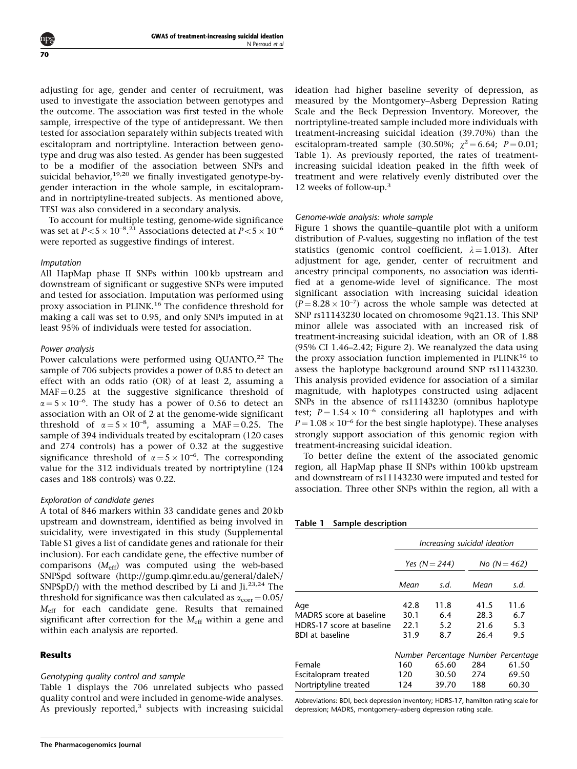adjusting for age, gender and center of recruitment, was used to investigate the association between genotypes and the outcome. The association was first tested in the whole sample, irrespective of the type of antidepressant. We then tested for association separately within subjects treated with escitalopram and nortriptyline. Interaction between genotype and drug was also tested. As gender has been suggested to be a modifier of the association between SNPs and suicidal behavior,[19,20] we finally investigated genotype-by-gender interaction in the whole sample, in escitalopram- and in nortriptyline-treated subjects. As mentioned above, TESI was also considered in a secondary analysis.

To account for multiple testing, genome-wide significance was set at $P<5\times10^{-8}$.[21] Associations detected at $P<5\times10^{-6}$ were reported as suggestive findings of interest.

*Imputation*

All HapMap phase II SNPs within 100 kb upstream and downstream of significant or suggestive SNPs were imputed and tested for association. Imputation was performed using proxy association in PLINK.[16] The confidence threshold for making a call was set to 0.95, and only SNPs imputed in at least 95% of individuals were tested for association.

*Power analysis*

Power calculations were performed using QUANTO.[22] The sample of 706 subjects provides a power of 0.85 to detect an effect with an odds ratio (OR) of at least 2, assuming a MAF = 0.25 at the suggestive significance threshold of $\alpha=5\times10^{-6}$. The study has a power of 0.56 to detect an association with an OR of 2 at the genome-wide significant threshold of $\alpha=5\times10^{-8}$, assuming a MAF = 0.25. The sample of 394 individuals treated by escitalopram (120 cases and 274 controls) has a power of 0.32 at the suggestive significance threshold of $\alpha=5\times10^{-6}$. The corresponding value for the 312 individuals treated by nortriptyline (124 cases and 188 controls) was 0.22.

*Exploration of candidate genes*

A total of 846 markers within 33 candidate genes and 20 kb upstream and downstream, identified as being involved in suicidality, were investigated in this study (Supplemental Table S1 gives a list of candidate genes and rationale for their inclusion). For each candidate gene, the effective number of comparisons ($M_{\text{eff}}$) was computed using the web-based SNPSpd software (http://gump.qimr.edu.au/general/daleN/SNPSpD/) with the method described by Li and Ji.[23,24] The threshold for significance was then calculated as $\alpha_{\text{corr}}=0.05/M_{\text{eff}}$ for each candidate gene. Results that remained significant after correction for the $M_{\text{eff}}$ within a gene and within each analysis are reported.

## Results

*Genotyping quality control and sample*

Table 1 displays the 706 unrelated subjects who passed quality control and were included in genome-wide analyses. As previously reported,[3] subjects with increasing suicidal ideation had higher baseline severity of depression, as measured by the Montgomery–Asberg Depression Rating Scale and the Beck Depression Inventory. Moreover, the nortriptyline-treated sample included more individuals with treatment-increasing suicidal ideation (39.70%) than the escitalopram-treated sample (30.50%; $\chi^2=6.64$; $P=0.01$; Table 1). As previously reported, the rates of treatment-increasing suicidal ideation peaked in the fifth week of treatment and were relatively evenly distributed over the 12 weeks of follow-up.[3]

*Genome-wide analysis: whole sample*

Figure 1 shows the quantile–quantile plot with a uniform distribution of *P*-values, suggesting no inflation of the test statistics (genomic control coefficient, $\lambda=1.013$). After adjustment for age, gender, center of recruitment and ancestry principal components, no association was identified at a genome-wide level of significance. The most significant association with increasing suicidal ideation ($P=8.28\times10^{-7}$) across the whole sample was detected at SNP rs11143230 located on chromosome 9q21.13. This SNP minor allele was associated with an increased risk of treatment-increasing suicidal ideation, with an OR of 1.88 (95% CI 1.46–2.42; Figure 2). We reanalyzed the data using the proxy association function implemented in PLINK[16] to assess the haplotype background around SNP rs11143230. This analysis provided evidence for association of a similar magnitude, with haplotypes constructed using adjacent SNPs in the absence of rs11143230 (omnibus haplotype test; $P=1.54\times10^{-6}$ considering all haplotypes and with $P=1.08\times10^{-6}$ for the best single haplotype). These analyses strongly support association of this genomic region with treatment-increasing suicidal ideation.

To better define the extent of the associated genomic region, all HapMap phase II SNPs within 100 kb upstream and downstream of rs11143230 were imputed and tested for association. Three other SNPs within the region, all with a

**Table 1** Sample description

| | Increasing suicidal ideation | | | |
|---|---|---|---|---|
| | Yes (N = 244) | | No (N = 462) | |
| | Mean | s.d. | Mean | s.d. |
| Age | 42.8 | 11.8 | 41.5 | 11.6 |
| MADRS score at baseline | 30.1 | 6.4 | 28.3 | 6.7 |
| HDRS-17 score at baseline | 22.1 | 5.2 | 21.6 | 5.3 |
| BDI at baseline | 31.9 | 8.7 | 26.4 | 9.5 |
| | Number | Percentage | Number | Percentage |
| Female | 160 | 65.60 | 284 | 61.50 |
| Escitalopram treated | 120 | 30.50 | 274 | 69.50 |
| Nortriptyline treated | 124 | 39.70 | 188 | 60.30 |

Abbreviations: BDI, beck depression inventory; HDRS-17, hamilton rating scale for depression; MADRS, montgomery–asberg depression rating scale.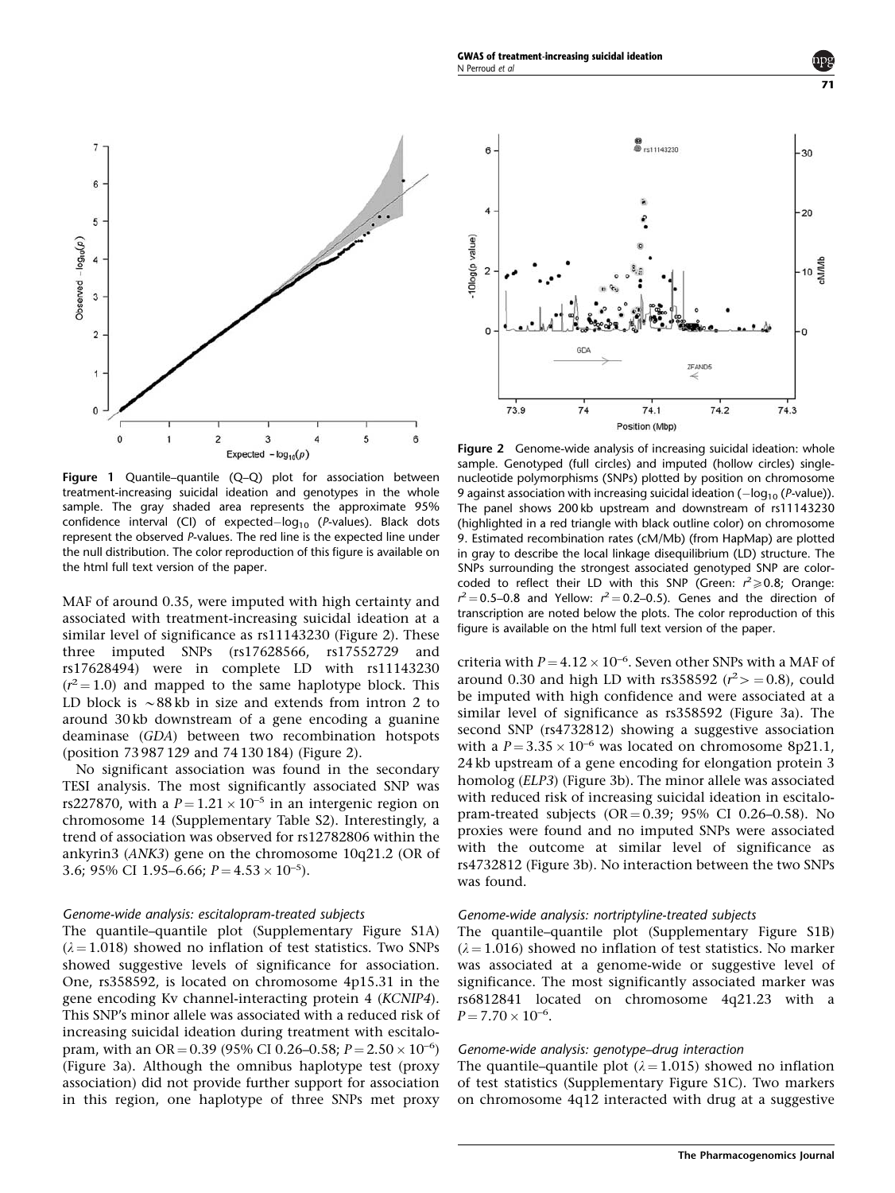Figure 1 Quantile–quantile (Q–Q) plot for association between treatment-increasing suicidal ideation and genotypes in the whole sample. The gray shaded area represents the approximate 95% confidence interval (CI) of expected $-\log_{10}$ (P-values). Black dots represent the observed P-values. The red line is the expected line under the null distribution. The color reproduction of this figure is available on the html full text version of the paper.

Figure 2 Genome-wide analysis of increasing suicidal ideation: whole sample. Genotyped (full circles) and imputed (hollow circles) single-nucleotide polymorphisms (SNPs) plotted by position on chromosome 9 against association with increasing suicidal ideation ($-\log_{10}$ (P-value)). The panel shows 200 kb upstream and downstream of rs11143230 (highlighted in a red triangle with black outline color) on chromosome 9. Estimated recombination rates (cM/Mb) (from HapMap) are plotted in gray to describe the local linkage disequilibrium (LD) structure. The SNPs surrounding the strongest associated genotyped SNP are color-coded to reflect their LD with this SNP (Green: $r^2 \geq 0.8$; Orange: $r^2 = 0.5$–$0.8$ and Yellow: $r^2 = 0.2$–$0.5$). Genes and the direction of transcription are noted below the plots. The color reproduction of this figure is available on the html full text version of the paper.

MAF of around 0.35, were imputed with high certainty and associated with treatment-increasing suicidal ideation at a similar level of significance as rs11143230 (Figure 2). These three imputed SNPs (rs17628566, rs17552729 and rs17628494) were in complete LD with rs11143230 ($r^2 = 1.0$) and mapped to the same haplotype block. This LD block is ~88 kb in size and extends from intron 2 to around 30 kb downstream of a gene encoding a guanine deaminase (*GDA*) between two recombination hotspots (position 73 987 129 and 74 130 184) (Figure 2).

No significant association was found in the secondary TESI analysis. The most significantly associated SNP was rs227870, with a $P = 1.21 \times 10^{-5}$ in an intergenic region on chromosome 14 (Supplementary Table S2). Interestingly, a trend of association was observed for rs12782806 within the ankyrin3 (*ANK3*) gene on the chromosome 10q21.2 (OR of 3.6; 95% CI 1.95–6.66; $P = 4.53 \times 10^{-5}$).

*Genome-wide analysis: escitalopram-treated subjects*

The quantile–quantile plot (Supplementary Figure S1A) ($\lambda = 1.018$) showed no inflation of test statistics. Two SNPs showed suggestive levels of significance for association. One, rs358592, is located on chromosome 4p15.31 in the gene encoding Kv channel-interacting protein 4 (*KCNIP4*). This SNP's minor allele was associated with a reduced risk of increasing suicidal ideation during treatment with escitalopram, with an OR = 0.39 (95% CI 0.26–0.58; $P = 2.50 \times 10^{-6}$) (Figure 3a). Although the omnibus haplotype test (proxy association) did not provide further support for association in this region, one haplotype of three SNPs met proxy criteria with $P = 4.12 \times 10^{-6}$. Seven other SNPs with a MAF of around 0.30 and high LD with rs358592 ($r^2 >= 0.8$), could be imputed with high confidence and were associated at a similar level of significance as rs358592 (Figure 3a). The second SNP (rs4732812) showing a suggestive association with a $P = 3.35 \times 10^{-6}$ was located on chromosome 8p21.1, 24 kb upstream of a gene encoding for elongation protein 3 homolog (*ELP3*) (Figure 3b). The minor allele was associated with reduced risk of increasing suicidal ideation in escitalopram-treated subjects (OR = 0.39; 95% CI 0.26–0.58). No proxies were found and no imputed SNPs were associated with the outcome at similar level of significance as rs4732812 (Figure 3b). No interaction between the two SNPs was found.

*Genome-wide analysis: nortriptyline-treated subjects*

The quantile–quantile plot (Supplementary Figure S1B) ($\lambda = 1.016$) showed no inflation of test statistics. No marker was associated at a genome-wide or suggestive level of significance. The most significantly associated marker was rs6812841 located on chromosome 4q21.23 with a $P = 7.70 \times 10^{-6}$.

*Genome-wide analysis: genotype–drug interaction*

The quantile–quantile plot ($\lambda = 1.015$) showed no inflation of test statistics (Supplementary Figure S1C). Two markers on chromosome 4q12 interacted with drug at a suggestive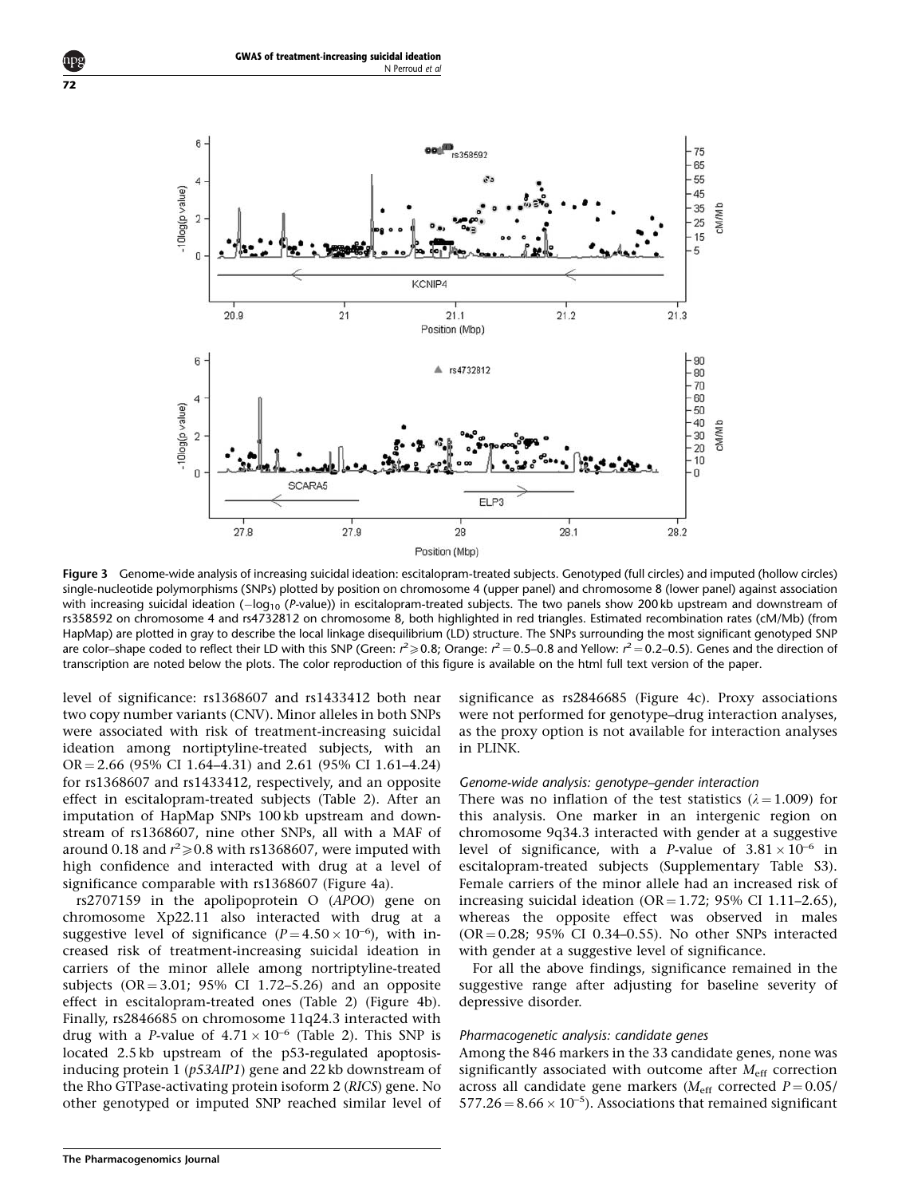Figure 3 Genome-wide analysis of increasing suicidal ideation: escitalopram-treated subjects. Genotyped (full circles) and imputed (hollow circles) single-nucleotide polymorphisms (SNPs) plotted by position on chromosome 4 (upper panel) and chromosome 8 (lower panel) against association with increasing suicidal ideation ($-\log_{10}$ (*P*-value)) in escitalopram-treated subjects. The two panels show 200 kb upstream and downstream of rs358592 on chromosome 4 and rs4732812 on chromosome 8, both highlighted in red triangles. Estimated recombination rates (cM/Mb) (from HapMap) are plotted in gray to describe the local linkage disequilibrium (LD) structure. The SNPs surrounding the most significant genotyped SNP are color–shape coded to reflect their LD with this SNP (Green: $r^2 \geqslant 0.8$; Orange: $r^2 = 0.5$–$0.8$ and Yellow: $r^2 = 0.2$–$0.5$). Genes and the direction of transcription are noted below the plots. The color reproduction of this figure is available on the html full text version of the paper.

level of significance: rs1368607 and rs1433412 both near two copy number variants (CNV). Minor alleles in both SNPs were associated with risk of treatment-increasing suicidal ideation among nortiptyline-treated subjects, with an OR = 2.66 (95% CI 1.64–4.31) and 2.61 (95% CI 1.61–4.24) for rs1368607 and rs1433412, respectively, and an opposite effect in escitalopram-treated subjects (Table 2). After an imputation of HapMap SNPs 100 kb upstream and downstream of rs1368607, nine other SNPs, all with a MAF of around 0.18 and $r^2 \geqslant 0.8$ with rs1368607, were imputed with high confidence and interacted with drug at a level of significance comparable with rs1368607 (Figure 4a).

rs2707159 in the apolipoprotein O (*APOO*) gene on chromosome Xp22.11 also interacted with drug at a suggestive level of significance ($P = 4.50 \times 10^{-6}$), with increased risk of treatment-increasing suicidal ideation in carriers of the minor allele among nortriptyline-treated subjects (OR = 3.01; 95% CI 1.72–5.26) and an opposite effect in escitalopram-treated ones (Table 2) (Figure 4b). Finally, rs2846685 on chromosome 11q24.3 interacted with drug with a *P*-value of $4.71 \times 10^{-6}$ (Table 2). This SNP is located 2.5 kb upstream of the p53-regulated apoptosis-inducing protein 1 (*p53AIP1*) gene and 22 kb downstream of the Rho GTPase-activating protein isoform 2 (*RICS*) gene. No other genotyped or imputed SNP reached similar level of significance as rs2846685 (Figure 4c). Proxy associations were not performed for genotype–drug interaction analyses, as the proxy option is not available for interaction analyses in PLINK.

#### Genome-wide analysis: genotype–gender interaction

There was no inflation of the test statistics ($\lambda = 1.009$) for this analysis. One marker in an intergenic region on chromosome 9q34.3 interacted with gender at a suggestive level of significance, with a *P*-value of $3.81 \times 10^{-6}$ in escitalopram-treated subjects (Supplementary Table S3). Female carriers of the minor allele had an increased risk of increasing suicidal ideation (OR = 1.72; 95% CI 1.11–2.65), whereas the opposite effect was observed in males (OR = 0.28; 95% CI 0.34–0.55). No other SNPs interacted with gender at a suggestive level of significance.

For all the above findings, significance remained in the suggestive range after adjusting for baseline severity of depressive disorder.

#### Pharmacogenetic analysis: candidate genes

Among the 846 markers in the 33 candidate genes, none was significantly associated with outcome after $M_{\text{eff}}$ correction across all candidate gene markers ($M_{\text{eff}}$ corrected $P = 0.05/577.26 = 8.66 \times 10^{-5}$). Associations that remained significant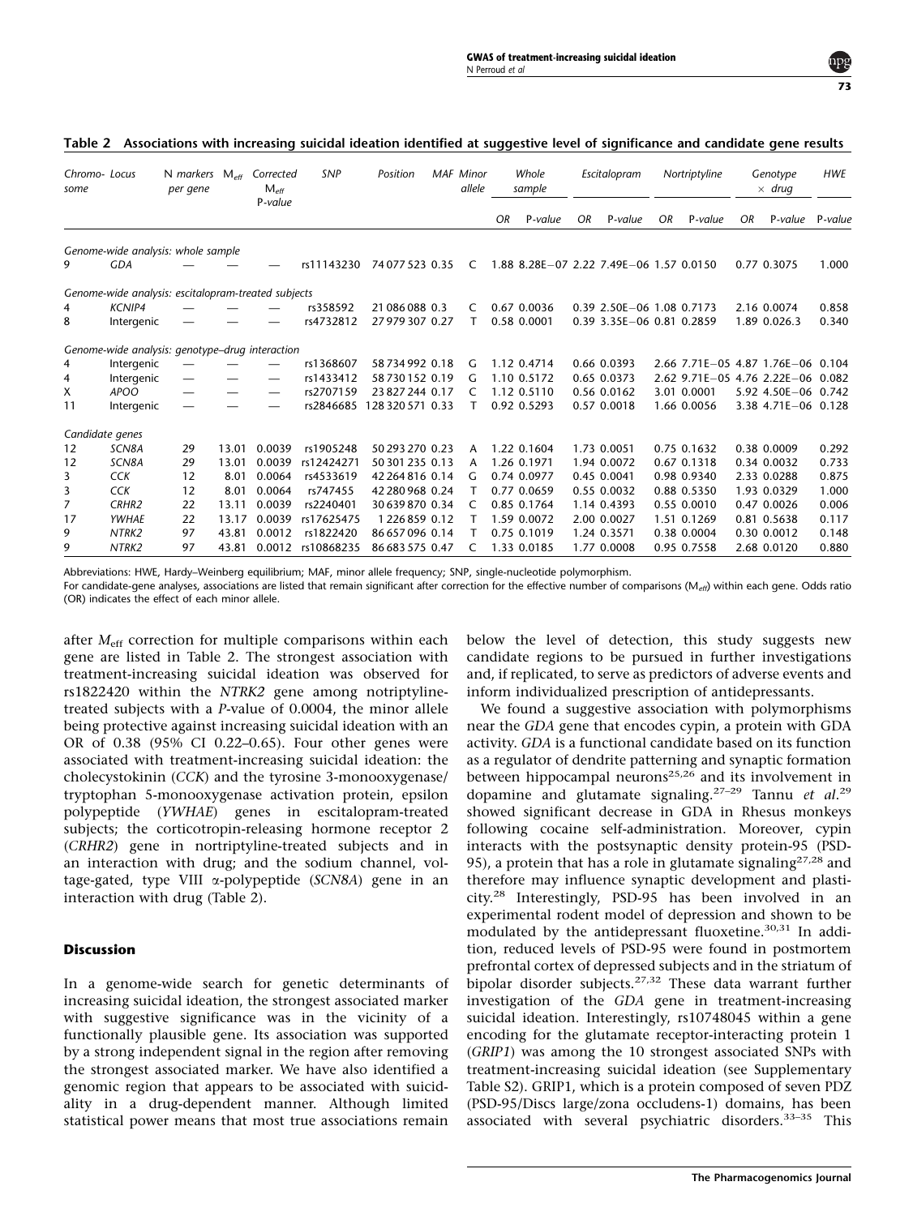**Table 2 Associations with increasing suicidal ideation identified at suggestive level of significance and candidate gene results**

| Chromosome | Locus | N markers per gene | $M_{eff}$ | Corrected $M_{eff}$ P-value | SNP | Position | MAF | Minor allele | Whole sample | | Escitalopram | | Nortriptyline | | Genotype × drug | | HWE |
|---|---|---|---|---|---|---|---|---|---|---|---|---|---|---|---|---|---|
| | | | | | | | | | OR | P-value | OR | P-value | OR | P-value | OR | P-value | P-value |
| *Genome-wide analysis: whole sample* | | | | | | | | | | | | | | | | | |
| 9 | *GDA* | — | — | — | rs11143230 | 74 077 523 | 0.35 | C | 1.88 | 8.28E−07 | 2.22 | 7.49E−06 | 1.57 | 0.0150 | 0.77 | 0.3075 | 1.000 |
| *Genome-wide analysis: escitalopram-treated subjects* | | | | | | | | | | | | | | | | | |
| 4 | *KCNIP4* | — | — | — | rs358592 | 21 086 088 | 0.3 | C | 0.67 | 0.0036 | 0.39 | 2.50E−06 | 1.08 | 0.7173 | 2.16 | 0.0074 | 0.858 |
| 8 | Intergenic | — | — | — | rs4732812 | 27 979 307 | 0.27 | T | 0.58 | 0.0001 | 0.39 | 3.35E−06 | 0.81 | 0.2859 | 1.89 | 0.026.3 | 0.340 |
| *Genome-wide analysis: genotype–drug interaction* | | | | | | | | | | | | | | | | | |
| 4 | Intergenic | — | — | — | rs1368607 | 58 734 992 | 0.18 | G | 1.12 | 0.4714 | 0.66 | 0.0393 | 2.66 | 7.71E−05 | 4.87 | 1.76E−06 | 0.104 |
| 4 | Intergenic | — | — | — | rs1433412 | 58 730 152 | 0.19 | G | 1.10 | 0.5172 | 0.65 | 0.0373 | 2.62 | 9.71E−05 | 4.76 | 2.22E−06 | 0.082 |
| X | *APOO* | — | — | — | rs2707159 | 23 827 244 | 0.17 | C | 1.12 | 0.5110 | 0.56 | 0.0162 | 3.01 | 0.0001 | 5.92 | 4.50E−06 | 0.742 |
| 11 | Intergenic | — | — | — | rs2846685 | 128 320 571 | 0.33 | T | 0.92 | 0.5293 | 0.57 | 0.0018 | 1.66 | 0.0056 | 3.38 | 4.71E−06 | 0.128 |
| *Candidate genes* | | | | | | | | | | | | | | | | | |
| 12 | *SCN8A* | 29 | 13.01 | 0.0039 | rs1905248 | 50 293 270 | 0.23 | A | 1.22 | 0.1604 | 1.73 | 0.0051 | 0.75 | 0.1632 | 0.38 | 0.0009 | 0.292 |
| 12 | *SCN8A* | 29 | 13.01 | 0.0039 | rs12424271 | 50 301 235 | 0.13 | A | 1.26 | 0.1971 | 1.94 | 0.0072 | 0.67 | 0.1318 | 0.34 | 0.0032 | 0.733 |
| 3 | *CCK* | 12 | 8.01 | 0.0064 | rs4533619 | 42 264 816 | 0.14 | G | 0.74 | 0.0977 | 0.45 | 0.0041 | 0.98 | 0.9340 | 2.33 | 0.0288 | 0.875 |
| 3 | *CCK* | 12 | 8.01 | 0.0064 | rs747455 | 42 280 968 | 0.24 | T | 0.77 | 0.0659 | 0.55 | 0.0032 | 0.88 | 0.5350 | 1.93 | 0.0329 | 1.000 |
| 7 | *CRHR2* | 22 | 13.11 | 0.0039 | rs2240401 | 30 639 870 | 0.34 | C | 0.85 | 0.1764 | 1.14 | 0.4393 | 0.55 | 0.0010 | 0.47 | 0.0026 | 0.006 |
| 17 | *YWHAE* | 22 | 13.17 | 0.0039 | rs17625475 | 1 226 859 | 0.12 | T | 1.59 | 0.0072 | 2.00 | 0.0027 | 1.51 | 0.1269 | 0.81 | 0.5638 | 0.117 |
| 9 | *NTRK2* | 97 | 43.81 | 0.0012 | rs1822420 | 86 657 096 | 0.14 | T | 0.75 | 0.1019 | 1.24 | 0.3571 | 0.38 | 0.0004 | 0.30 | 0.0012 | 0.148 |
| 9 | *NTRK2* | 97 | 43.81 | 0.0012 | rs10868235 | 86 683 575 | 0.47 | C | 1.33 | 0.0185 | 1.77 | 0.0008 | 0.95 | 0.7558 | 2.68 | 0.0120 | 0.880 |

Abbreviations: HWE, Hardy–Weinberg equilibrium; MAF, minor allele frequency; SNP, single-nucleotide polymorphism.
For candidate-gene analyses, associations are listed that remain significant after correction for the effective number of comparisons ($M_{eff}$) within each gene. Odds ratio (OR) indicates the effect of each minor allele.

after $M_{eff}$ correction for multiple comparisons within each gene are listed in Table 2. The strongest association with treatment-increasing suicidal ideation was observed for rs1822420 within the *NTRK2* gene among notriptyline-treated subjects with a *P*-value of 0.0004, the minor allele being protective against increasing suicidal ideation with an OR of 0.38 (95% CI 0.22–0.65). Four other genes were associated with treatment-increasing suicidal ideation: the cholecystokinin (*CCK*) and the tyrosine 3-monooxygenase/tryptophan 5-monooxygenase activation protein, epsilon polypeptide (*YWHAE*) genes in escitalopram-treated subjects; the corticotropin-releasing hormone receptor 2 (*CRHR2*) gene in nortriptyline-treated subjects and in an interaction with drug; and the sodium channel, voltage-gated, type VIII α-polypeptide (*SCN8A*) gene in an interaction with drug (Table 2).

## Discussion

In a genome-wide search for genetic determinants of increasing suicidal ideation, the strongest associated marker with suggestive significance was in the vicinity of a functionally plausible gene. Its association was supported by a strong independent signal in the region after removing the strongest associated marker. We have also identified a genomic region that appears to be associated with suicidality in a drug-dependent manner. Although limited statistical power means that most true associations remain below the level of detection, this study suggests new candidate regions to be pursued in further investigations and, if replicated, to serve as predictors of adverse events and inform individualized prescription of antidepressants.

We found a suggestive association with polymorphisms near the *GDA* gene that encodes cypin, a protein with GDA activity. *GDA* is a functional candidate based on its function as a regulator of dendrite patterning and synaptic formation between hippocampal neurons[25,26] and its involvement in dopamine and glutamate signaling.[27–29] Tannu *et al.*[29] showed significant decrease in GDA in Rhesus monkeys following cocaine self-administration. Moreover, cypin interacts with the postsynaptic density protein-95 (PSD-95), a protein that has a role in glutamate signaling[27,28] and therefore may influence synaptic development and plasticity.[28] Interestingly, PSD-95 has been involved in an experimental rodent model of depression and shown to be modulated by the antidepressant fluoxetine.[30,31] In addition, reduced levels of PSD-95 were found in postmortem prefrontal cortex of depressed subjects and in the striatum of bipolar disorder subjects.[27,32] These data warrant further investigation of the *GDA* gene in treatment-increasing suicidal ideation. Interestingly, rs10748045 within a gene encoding for the glutamate receptor-interacting protein 1 (*GRIP1*) was among the 10 strongest associated SNPs with treatment-increasing suicidal ideation (see Supplementary Table S2). GRIP1, which is a protein composed of seven PDZ (PSD-95/Discs large/zona occludens-1) domains, has been associated with several psychiatric disorders.[33–35] This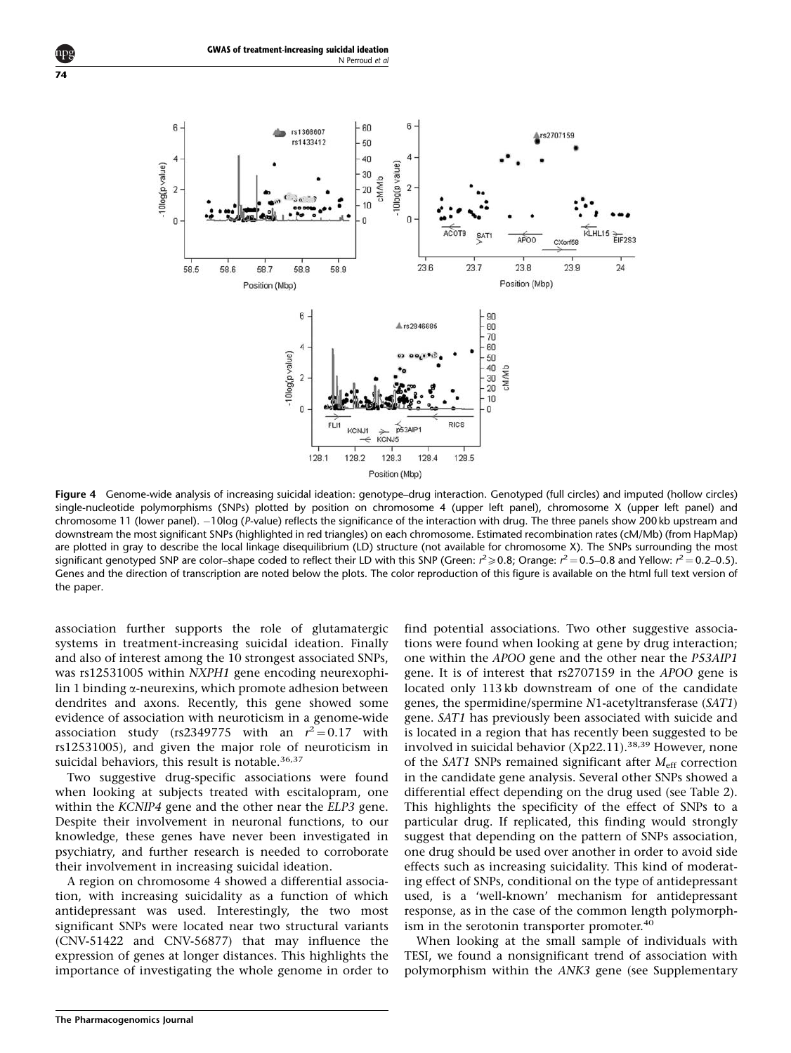**Figure 4** Genome-wide analysis of increasing suicidal ideation: genotype–drug interaction. Genotyped (full circles) and imputed (hollow circles) single-nucleotide polymorphisms (SNPs) plotted by position on chromosome 4 (upper left panel), chromosome X (upper left panel) and chromosome 11 (lower panel). −10log (*P*-value) reflects the significance of the interaction with drug. The three panels show 200 kb upstream and downstream the most significant SNPs (highlighted in red triangles) on each chromosome. Estimated recombination rates (cM/Mb) (from HapMap) are plotted in gray to describe the local linkage disequilibrium (LD) structure (not available for chromosome X). The SNPs surrounding the most significant genotyped SNP are color–shape coded to reflect their LD with this SNP (Green: $r^2 \geqslant 0.8$; Orange: $r^2 = 0.5$–$0.8$ and Yellow: $r^2 = 0.2$–$0.5$). Genes and the direction of transcription are noted below the plots. The color reproduction of this figure is available on the html full text version of the paper.

association further supports the role of glutamatergic systems in treatment-increasing suicidal ideation. Finally and also of interest among the 10 strongest associated SNPs, was rs12531005 within *NXPH1* gene encoding neurexophilin 1 binding α-neurexins, which promote adhesion between dendrites and axons. Recently, this gene showed some evidence of association with neuroticism in a genome-wide association study (rs2349775 with an $r^2 = 0.17$ with rs12531005), and given the major role of neuroticism in suicidal behaviors, this result is notable.[36,37]

Two suggestive drug-specific associations were found when looking at subjects treated with escitalopram, one within the *KCNIP4* gene and the other near the *ELP3* gene. Despite their involvement in neuronal functions, to our knowledge, these genes have never been investigated in psychiatry, and further research is needed to corroborate their involvement in increasing suicidal ideation.

A region on chromosome 4 showed a differential association, with increasing suicidality as a function of which antidepressant was used. Interestingly, the two most significant SNPs were located near two structural variants (CNV-51422 and CNV-56877) that may influence the expression of genes at longer distances. This highlights the importance of investigating the whole genome in order to find potential associations. Two other suggestive associations were found when looking at gene by drug interaction; one within the *APOO* gene and the other near the *P53AIP1* gene. It is of interest that rs2707159 in the *APOO* gene is located only 113 kb downstream of one of the candidate genes, the spermidine/spermine *N*1-acetyltransferase (*SAT1*) gene. *SAT1* has previously been associated with suicide and is located in a region that has recently been suggested to be involved in suicidal behavior (Xp22.11).[38,39] However, none of the *SAT1* SNPs remained significant after $M_{\text{eff}}$ correction in the candidate gene analysis. Several other SNPs showed a differential effect depending on the drug used (see Table 2). This highlights the specificity of the effect of SNPs to a particular drug. If replicated, this finding would strongly suggest that depending on the pattern of SNPs association, one drug should be used over another in order to avoid side effects such as increasing suicidality. This kind of moderating effect of SNPs, conditional on the type of antidepressant used, is a 'well-known' mechanism for antidepressant response, as in the case of the common length polymorphism in the serotonin transporter promoter.[40]

When looking at the small sample of individuals with TESI, we found a nonsignificant trend of association with polymorphism within the *ANK3* gene (see Supplementary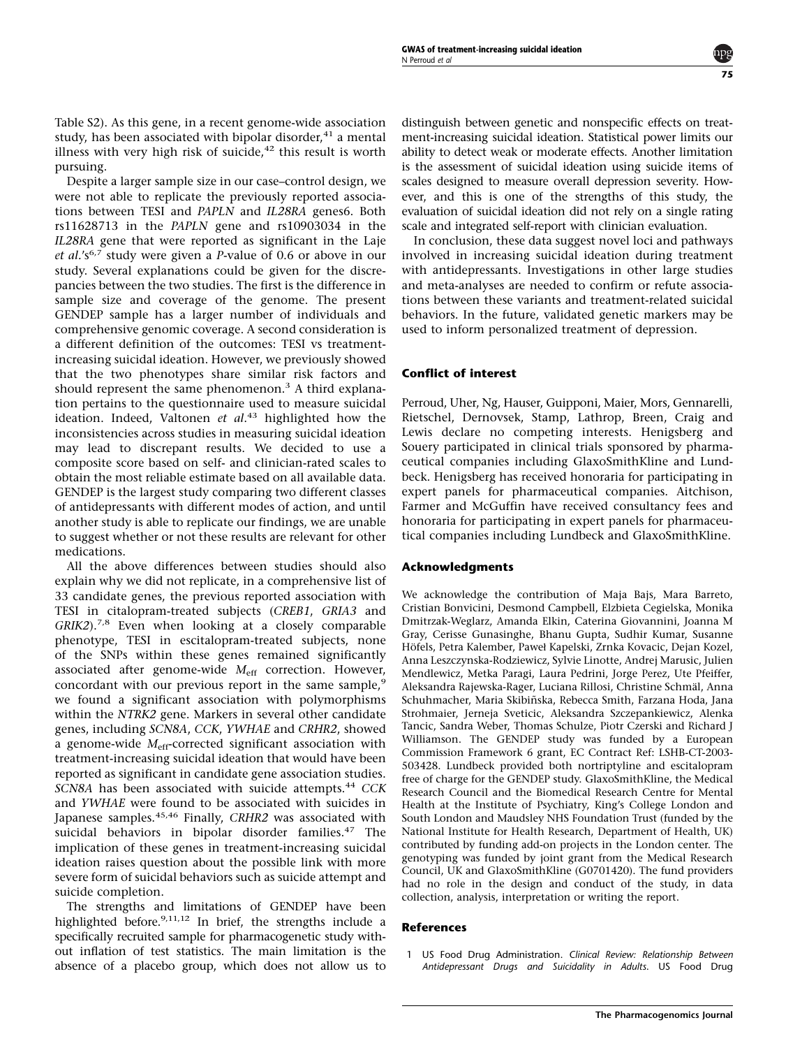Table S2). As this gene, in a recent genome-wide association study, has been associated with bipolar disorder,[41] a mental illness with very high risk of suicide,[42] this result is worth pursuing.

Despite a larger sample size in our case–control design, we were not able to replicate the previously reported associations between TESI and *PAPLN* and *IL28RA* genes6. Both rs11628713 in the *PAPLN* gene and rs10903034 in the *IL28RA* gene that were reported as significant in the Laje *et al.*'s[6,7] study were given a *P*-value of 0.6 or above in our study. Several explanations could be given for the discrepancies between the two studies. The first is the difference in sample size and coverage of the genome. The present GENDEP sample has a larger number of individuals and comprehensive genomic coverage. A second consideration is a different definition of the outcomes: TESI vs treatment-increasing suicidal ideation. However, we previously showed that the two phenotypes share similar risk factors and should represent the same phenomenon.[3] A third explanation pertains to the questionnaire used to measure suicidal ideation. Indeed, Valtonen *et al.*[43] highlighted how the inconsistencies across studies in measuring suicidal ideation may lead to discrepant results. We decided to use a composite score based on self- and clinician-rated scales to obtain the most reliable estimate based on all available data. GENDEP is the largest study comparing two different classes of antidepressants with different modes of action, and until another study is able to replicate our findings, we are unable to suggest whether or not these results are relevant for other medications.

All the above differences between studies should also explain why we did not replicate, in a comprehensive list of 33 candidate genes, the previous reported association with TESI in citalopram-treated subjects (*CREB1*, *GRIA3* and *GRIK2*).[7,8] Even when looking at a closely comparable phenotype, TESI in escitalopram-treated subjects, none of the SNPs within these genes remained significantly associated after genome-wide $M_{\text{eff}}$ correction. However, concordant with our previous report in the same sample,[9] we found a significant association with polymorphisms within the *NTRK2* gene. Markers in several other candidate genes, including *SCN8A*, *CCK*, *YWHAE* and *CRHR2*, showed a genome-wide $M_{\text{eff}}$-corrected significant association with treatment-increasing suicidal ideation that would have been reported as significant in candidate gene association studies. *SCN8A* has been associated with suicide attempts.[44] *CCK* and *YWHAE* were found to be associated with suicides in Japanese samples.[45,46] Finally, *CRHR2* was associated with suicidal behaviors in bipolar disorder families.[47] The implication of these genes in treatment-increasing suicidal ideation raises question about the possible link with more severe form of suicidal behaviors such as suicide attempt and suicide completion.

The strengths and limitations of GENDEP have been highlighted before.[9,11,12] In brief, the strengths include a specifically recruited sample for pharmacogenetic study without inflation of test statistics. The main limitation is the absence of a placebo group, which does not allow us to distinguish between genetic and nonspecific effects on treatment-increasing suicidal ideation. Statistical power limits our ability to detect weak or moderate effects. Another limitation is the assessment of suicidal ideation using suicide items of scales designed to measure overall depression severity. However, and this is one of the strengths of this study, the evaluation of suicidal ideation did not rely on a single rating scale and integrated self-report with clinician evaluation.

In conclusion, these data suggest novel loci and pathways involved in increasing suicidal ideation during treatment with antidepressants. Investigations in other large studies and meta-analyses are needed to confirm or refute associations between these variants and treatment-related suicidal behaviors. In the future, validated genetic markers may be used to inform personalized treatment of depression.

## Conflict of interest

Perroud, Uher, Ng, Hauser, Guipponi, Maier, Mors, Gennarelli, Rietschel, Dernovsek, Stamp, Lathrop, Breen, Craig and Lewis declare no competing interests. Henigsberg and Souery participated in clinical trials sponsored by pharmaceutical companies including GlaxoSmithKline and Lundbeck. Henigsberg has received honoraria for participating in expert panels for pharmaceutical companies. Aitchison, Farmer and McGuffin have received consultancy fees and honoraria for participating in expert panels for pharmaceutical companies including Lundbeck and GlaxoSmithKline.

## Acknowledgments

We acknowledge the contribution of Maja Bajs, Mara Barreto, Cristian Bonvicini, Desmond Campbell, Elzbieta Cegielska, Monika Dmitrzak-Weglarz, Amanda Elkin, Caterina Giovannini, Joanna M Gray, Cerisse Gunasinghe, Bhanu Gupta, Sudhir Kumar, Susanne Höfels, Petra Kalember, Paweł Kapelski, Zrnka Kovacic, Dejan Kozel, Anna Leszczynska-Rodziewicz, Sylvie Linotte, Andrej Marusic, Julien Mendlewicz, Metka Paragi, Laura Pedrini, Jorge Perez, Ute Pfeiffer, Aleksandra Rajewska-Rager, Luciana Rillosi, Christine Schmäl, Anna Schuhmacher, Maria Skibińska, Rebecca Smith, Farzana Hoda, Jana Strohmaier, Jerneja Sveticic, Aleksandra Szczepankiewicz, Alenka Tancic, Sandra Weber, Thomas Schulze, Piotr Czerski and Richard J Williamson. The GENDEP study was funded by a European Commission Framework 6 grant, EC Contract Ref: LSHB-CT-2003-503428. Lundbeck provided both nortriptyline and escitalopram free of charge for the GENDEP study. GlaxoSmithKline, the Medical Research Council and the Biomedical Research Centre for Mental Health at the Institute of Psychiatry, King's College London and South London and Maudsley NHS Foundation Trust (funded by the National Institute for Health Research, Department of Health, UK) contributed by funding add-on projects in the London center. The genotyping was funded by joint grant from the Medical Research Council, UK and GlaxoSmithKline (G0701420). The fund providers had no role in the design and conduct of the study, in data collection, analysis, interpretation or writing the report.

## References

1 US Food Drug Administration. *Clinical Review: Relationship Between Antidepressant Drugs and Suicidality in Adults*. US Food Drug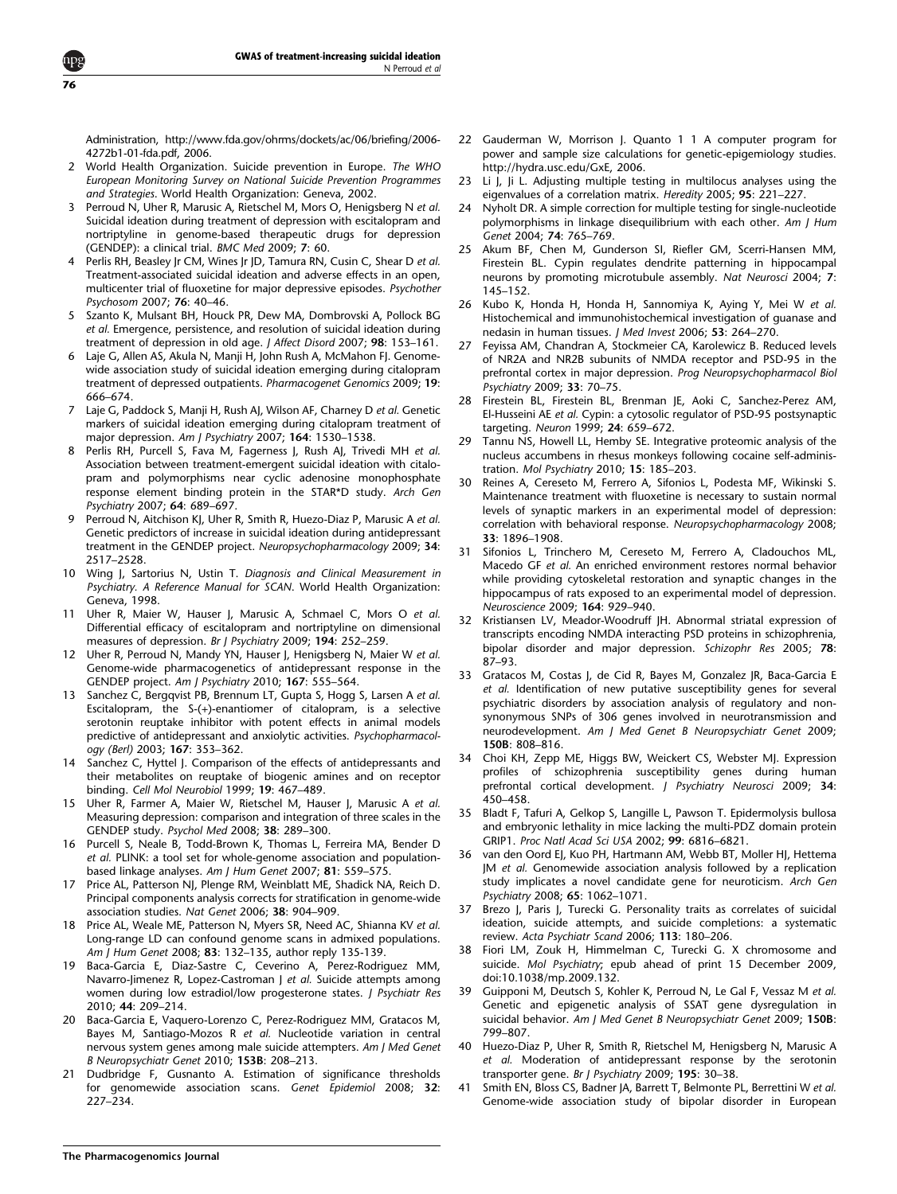Administration, http://www.fda.gov/ohrms/dockets/ac/06/briefing/2006-4272b1-01-fda.pdf, 2006.

2 World Health Organization. Suicide prevention in Europe. *The WHO European Monitoring Survey on National Suicide Prevention Programmes and Strategies*. World Health Organization: Geneva, 2002.

3 Perroud N, Uher R, Marusic A, Rietschel M, Mors O, Henigsberg N *et al.* Suicidal ideation during treatment of depression with escitalopram and nortriptyline in genome-based therapeutic drugs for depression (GENDEP): a clinical trial. *BMC Med* 2009; **7**: 60.

4 Perlis RH, Beasley Jr CM, Wines Jr JD, Tamura RN, Cusin C, Shear D *et al.* Treatment-associated suicidal ideation and adverse effects in an open, multicenter trial of fluoxetine for major depressive episodes. *Psychother Psychosom* 2007; **76**: 40–46.

5 Szanto K, Mulsant BH, Houck PR, Dew MA, Dombrovski A, Pollock BG *et al.* Emergence, persistence, and resolution of suicidal ideation during treatment of depression in old age. *J Affect Disord* 2007; **98**: 153–161.

6 Laje G, Allen AS, Akula N, Manji H, John Rush A, McMahon FJ. Genome-wide association study of suicidal ideation emerging during citalopram treatment of depressed outpatients. *Pharmacogenet Genomics* 2009; **19**: 666–674.

7 Laje G, Paddock S, Manji H, Rush AJ, Wilson AF, Charney D *et al.* Genetic markers of suicidal ideation emerging during citalopram treatment of major depression. *Am J Psychiatry* 2007; **164**: 1530–1538.

8 Perlis RH, Purcell S, Fava M, Fagerness J, Rush AJ, Trivedi MH *et al.* Association between treatment-emergent suicidal ideation with citalopram and polymorphisms near cyclic adenosine monophosphate response element binding protein in the STAR*D study. *Arch Gen Psychiatry* 2007; **64**: 689–697.

9 Perroud N, Aitchison KJ, Uher R, Smith R, Huezo-Diaz P, Marusic A *et al.* Genetic predictors of increase in suicidal ideation during antidepressant treatment in the GENDEP project. *Neuropsychopharmacology* 2009; **34**: 2517–2528.

10 Wing J, Sartorius N, Ustin T. *Diagnosis and Clinical Measurement in Psychiatry. A Reference Manual for SCAN*. World Health Organization: Geneva, 1998.

11 Uher R, Maier W, Hauser J, Marusic A, Schmael C, Mors O *et al.* Differential efficacy of escitalopram and nortriptyline on dimensional measures of depression. *Br J Psychiatry* 2009; **194**: 252–259.

12 Uher R, Perroud N, Mandy YN, Hauser J, Henigsberg N, Maier W *et al.* Genome-wide pharmacogenetics of antidepressant response in the GENDEP project. *Am J Psychiatry* 2010; **167**: 555–564.

13 Sanchez C, Bergqvist PB, Brennum LT, Gupta S, Hogg S, Larsen A *et al.* Escitalopram, the S-(+)-enantiomer of citalopram, is a selective serotonin reuptake inhibitor with potent effects in animal models predictive of antidepressant and anxiolytic activities. *Psychopharmacology (Berl)* 2003; **167**: 353–362.

14 Sanchez C, Hyttel J. Comparison of the effects of antidepressants and their metabolites on reuptake of biogenic amines and on receptor binding. *Cell Mol Neurobiol* 1999; **19**: 467–489.

15 Uher R, Farmer A, Maier W, Rietschel M, Hauser J, Marusic A *et al.* Measuring depression: comparison and integration of three scales in the GENDEP study. *Psychol Med* 2008; **38**: 289–300.

16 Purcell S, Neale B, Todd-Brown K, Thomas L, Ferreira MA, Bender D *et al.* PLINK: a tool set for whole-genome association and population-based linkage analyses. *Am J Hum Genet* 2007; **81**: 559–575.

17 Price AL, Patterson NJ, Plenge RM, Weinblatt ME, Shadick NA, Reich D. Principal components analysis corrects for stratification in genome-wide association studies. *Nat Genet* 2006; **38**: 904–909.

18 Price AL, Weale ME, Patterson N, Myers SR, Need AC, Shianna KV *et al.* Long-range LD can confound genome scans in admixed populations. *Am J Hum Genet* 2008; **83**: 132–135, author reply 135-139.

19 Baca-Garcia E, Diaz-Sastre C, Ceverino A, Perez-Rodriguez MM, Navarro-Jimenez R, Lopez-Castroman J *et al.* Suicide attempts among women during low estradiol/low progesterone states. *J Psychiatr Res* 2010; **44**: 209–214.

20 Baca-Garcia E, Vaquero-Lorenzo C, Perez-Rodriguez MM, Gratacos M, Bayes M, Santiago-Mozos R *et al.* Nucleotide variation in central nervous system genes among male suicide attempters. *Am J Med Genet B Neuropsychiatr Genet* 2010; **153B**: 208–213.

21 Dudbridge F, Gusnanto A. Estimation of significance thresholds for genomewide association scans. *Genet Epidemiol* 2008; **32**: 227–234.

22 Gauderman W, Morrison J. Quanto 1 1 A computer program for power and sample size calculations for genetic-epigemiology studies. http://hydra.usc.edu/GxE, 2006.

23 Li J, Ji L. Adjusting multiple testing in multilocus analyses using the eigenvalues of a correlation matrix. *Heredity* 2005; **95**: 221–227.

24 Nyholt DR. A simple correction for multiple testing for single-nucleotide polymorphisms in linkage disequilibrium with each other. *Am J Hum Genet* 2004; **74**: 765–769.

25 Akum BF, Chen M, Gunderson SI, Riefler GM, Scerri-Hansen MM, Firestein BL. Cypin regulates dendrite patterning in hippocampal neurons by promoting microtubule assembly. *Nat Neurosci* 2004; **7**: 145–152.

26 Kubo K, Honda H, Honda H, Sannomiya K, Aying Y, Mei W *et al.* Histochemical and immunohistochemical investigation of guanase and nedasin in human tissues. *J Med Invest* 2006; **53**: 264–270.

27 Feyissa AM, Chandran A, Stockmeier CA, Karolewicz B. Reduced levels of NR2A and NR2B subunits of NMDA receptor and PSD-95 in the prefrontal cortex in major depression. *Prog Neuropsychopharmacol Biol Psychiatry* 2009; **33**: 70–75.

28 Firestein BL, Firestein BL, Brenman JE, Aoki C, Sanchez-Perez AM, El-Husseini AE *et al.* Cypin: a cytosolic regulator of PSD-95 postsynaptic targeting. *Neuron* 1999; **24**: 659–672.

29 Tannu NS, Howell LL, Hemby SE. Integrative proteomic analysis of the nucleus accumbens in rhesus monkeys following cocaine self-administration. *Mol Psychiatry* 2010; **15**: 185–203.

30 Reines A, Cereseto M, Ferrero A, Sifonios L, Podesta MF, Wikinski S. Maintenance treatment with fluoxetine is necessary to sustain normal levels of synaptic markers in an experimental model of depression: correlation with behavioral response. *Neuropsychopharmacology* 2008; **33**: 1896–1908.

31 Sifonios L, Trinchero M, Cereseto M, Ferrero A, Cladouchos ML, Macedo GF *et al.* An enriched environment restores normal behavior while providing cytoskeletal restoration and synaptic changes in the hippocampus of rats exposed to an experimental model of depression. *Neuroscience* 2009; **164**: 929–940.

32 Kristiansen LV, Meador-Woodruff JH. Abnormal striatal expression of transcripts encoding NMDA interacting PSD proteins in schizophrenia, bipolar disorder and major depression. *Schizophr Res* 2005; **78**: 87–93.

33 Gratacos M, Costas J, de Cid R, Bayes M, Gonzalez JR, Baca-Garcia E *et al.* Identification of new putative susceptibility genes for several psychiatric disorders by association analysis of regulatory and non-synonymous SNPs of 306 genes involved in neurotransmission and neurodevelopment. *Am J Med Genet B Neuropsychiatr Genet* 2009; **150B**: 808–816.

34 Choi KH, Zepp ME, Higgs BW, Weickert CS, Webster MJ. Expression profiles of schizophrenia susceptibility genes during human prefrontal cortical development. *J Psychiatry Neurosci* 2009; **34**: 450–458.

35 Bladt F, Tafuri A, Gelkop S, Langille L, Pawson T. Epidermolysis bullosa and embryonic lethality in mice lacking the multi-PDZ domain protein GRIP1. *Proc Natl Acad Sci USA* 2002; **99**: 6816–6821.

36 van den Oord EJ, Kuo PH, Hartmann AM, Webb BT, Moller HJ, Hettema JM *et al.* Genomewide association analysis followed by a replication study implicates a novel candidate gene for neuroticism. *Arch Gen Psychiatry* 2008; **65**: 1062–1071.

37 Brezo J, Paris J, Turecki G. Personality traits as correlates of suicidal ideation, suicide attempts, and suicide completions: a systematic review. *Acta Psychiatr Scand* 2006; **113**: 180–206.

38 Fiori LM, Zouk H, Himmelman C, Turecki G. X chromosome and suicide. *Mol Psychiatry*; epub ahead of print 15 December 2009, doi:10.1038/mp.2009.132.

39 Guipponi M, Deutsch S, Kohler K, Perroud N, Le Gal F, Vessaz M *et al.* Genetic and epigenetic analysis of SSAT gene dysregulation in suicidal behavior. *Am J Med Genet B Neuropsychiatr Genet* 2009; **150B**: 799–807.

40 Huezo-Diaz P, Uher R, Smith R, Rietschel M, Henigsberg N, Marusic A *et al.* Moderation of antidepressant response by the serotonin transporter gene. *Br J Psychiatry* 2009; **195**: 30–38.

41 Smith EN, Bloss CS, Badner JA, Barrett T, Belmonte PL, Berrettini W *et al.* Genome-wide association study of bipolar disorder in European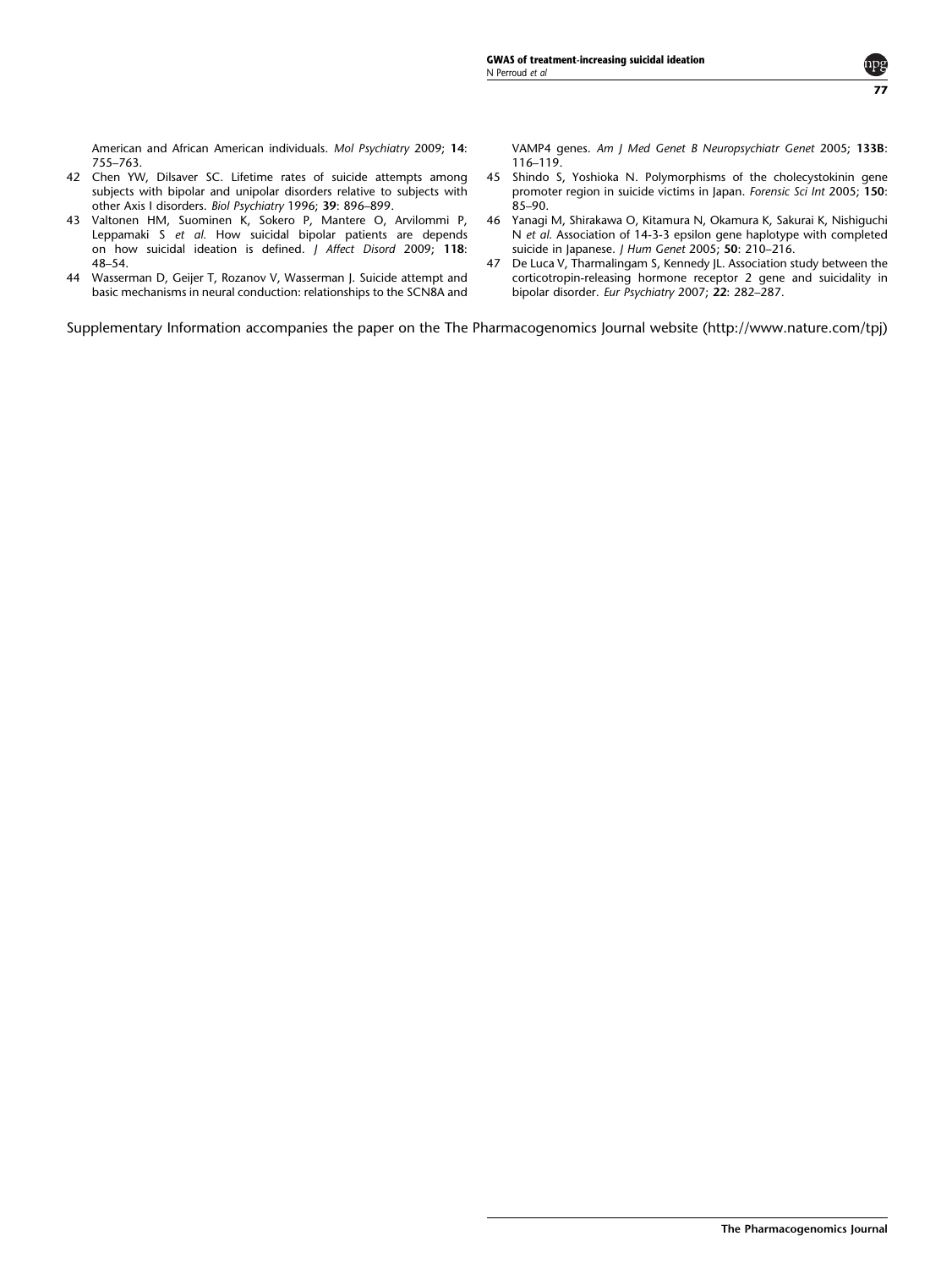American and African American individuals. *Mol Psychiatry* 2009; **14**: 755–763.

42 Chen YW, Dilsaver SC. Lifetime rates of suicide attempts among subjects with bipolar and unipolar disorders relative to subjects with other Axis I disorders. *Biol Psychiatry* 1996; **39**: 896–899.

43 Valtonen HM, Suominen K, Sokero P, Mantere O, Arvilommi P, Leppamaki S *et al.* How suicidal bipolar patients are depends on how suicidal ideation is defined. *J Affect Disord* 2009; **118**: 48–54.

44 Wasserman D, Geijer T, Rozanov V, Wasserman J. Suicide attempt and basic mechanisms in neural conduction: relationships to the SCN8A and VAMP4 genes. *Am J Med Genet B Neuropsychiatr Genet* 2005; **133B**: 116–119.

45 Shindo S, Yoshioka N. Polymorphisms of the cholecystokinin gene promoter region in suicide victims in Japan. *Forensic Sci Int* 2005; **150**: 85–90.

46 Yanagi M, Shirakawa O, Kitamura N, Okamura K, Sakurai K, Nishiguchi N *et al.* Association of 14-3-3 epsilon gene haplotype with completed suicide in Japanese. *J Hum Genet* 2005; **50**: 210–216.

47 De Luca V, Tharmalingam S, Kennedy JL. Association study between the corticotropin-releasing hormone receptor 2 gene and suicidality in bipolar disorder. *Eur Psychiatry* 2007; **22**: 282–287.

Supplementary Information accompanies the paper on the The Pharmacogenomics Journal website (http://www.nature.com/tpj)